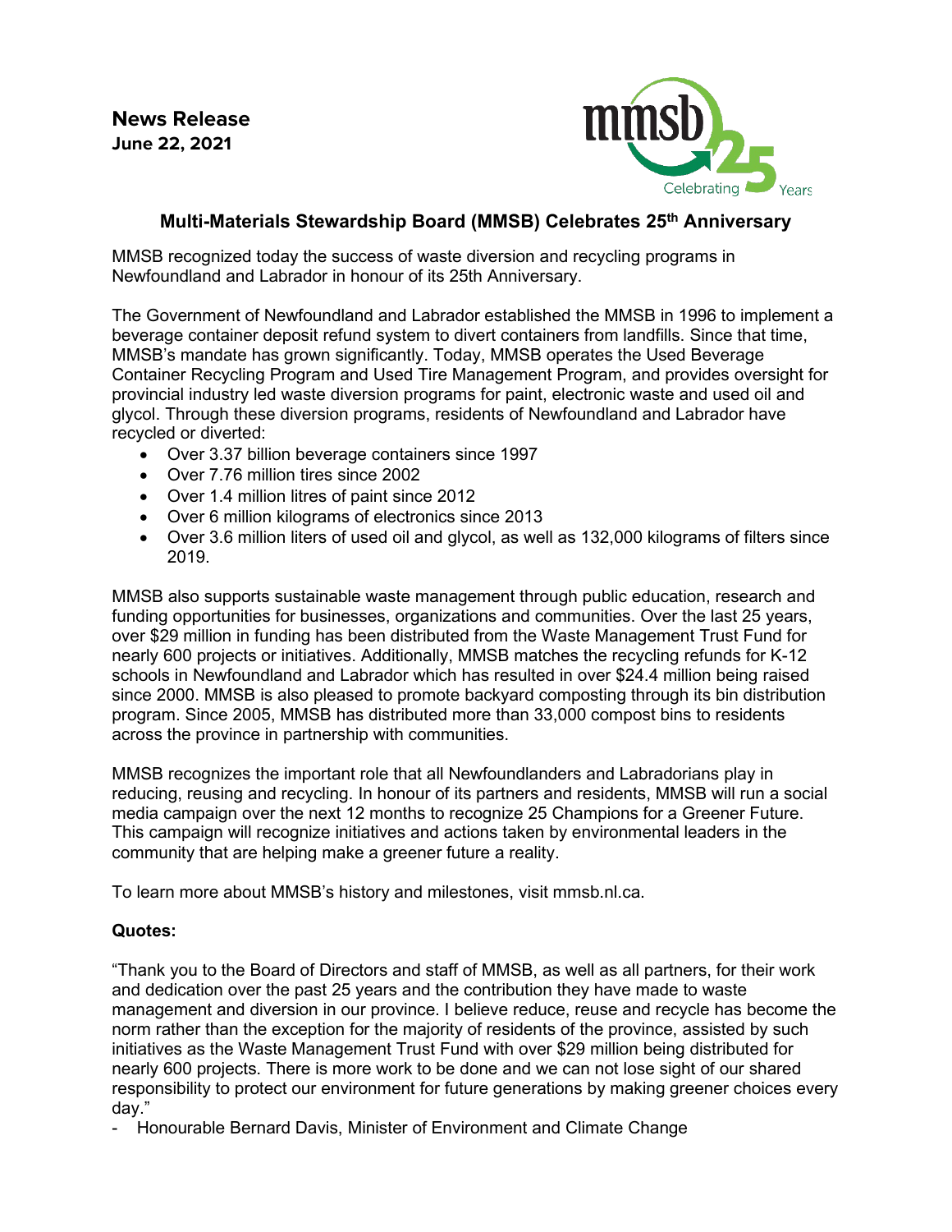**News Release**
**June 22, 2021**

## Multi-Materials Stewardship Board (MMSB) Celebrates 25th Anniversary

MMSB recognized today the success of waste diversion and recycling programs in Newfoundland and Labrador in honour of its 25th Anniversary.

The Government of Newfoundland and Labrador established the MMSB in 1996 to implement a beverage container deposit refund system to divert containers from landfills. Since that time, MMSB's mandate has grown significantly. Today, MMSB operates the Used Beverage Container Recycling Program and Used Tire Management Program, and provides oversight for provincial industry led waste diversion programs for paint, electronic waste and used oil and glycol. Through these diversion programs, residents of Newfoundland and Labrador have recycled or diverted:

- Over 3.37 billion beverage containers since 1997
- Over 7.76 million tires since 2002
- Over 1.4 million litres of paint since 2012
- Over 6 million kilograms of electronics since 2013
- Over 3.6 million liters of used oil and glycol, as well as 132,000 kilograms of filters since 2019.

MMSB also supports sustainable waste management through public education, research and funding opportunities for businesses, organizations and communities. Over the last 25 years, over $29 million in funding has been distributed from the Waste Management Trust Fund for nearly 600 projects or initiatives. Additionally, MMSB matches the recycling refunds for K-12 schools in Newfoundland and Labrador which has resulted in over $24.4 million being raised since 2000. MMSB is also pleased to promote backyard composting through its bin distribution program. Since 2005, MMSB has distributed more than 33,000 compost bins to residents across the province in partnership with communities.

MMSB recognizes the important role that all Newfoundlanders and Labradorians play in reducing, reusing and recycling. In honour of its partners and residents, MMSB will run a social media campaign over the next 12 months to recognize 25 Champions for a Greener Future. This campaign will recognize initiatives and actions taken by environmental leaders in the community that are helping make a greener future a reality.

To learn more about MMSB's history and milestones, visit mmsb.nl.ca.

**Quotes:**

"Thank you to the Board of Directors and staff of MMSB, as well as all partners, for their work and dedication over the past 25 years and the contribution they have made to waste management and diversion in our province. I believe reduce, reuse and recycle has become the norm rather than the exception for the majority of residents of the province, assisted by such initiatives as the Waste Management Trust Fund with over $29 million being distributed for nearly 600 projects. There is more work to be done and we can not lose sight of our shared responsibility to protect our environment for future generations by making greener choices every day."

- Honourable Bernard Davis, Minister of Environment and Climate Change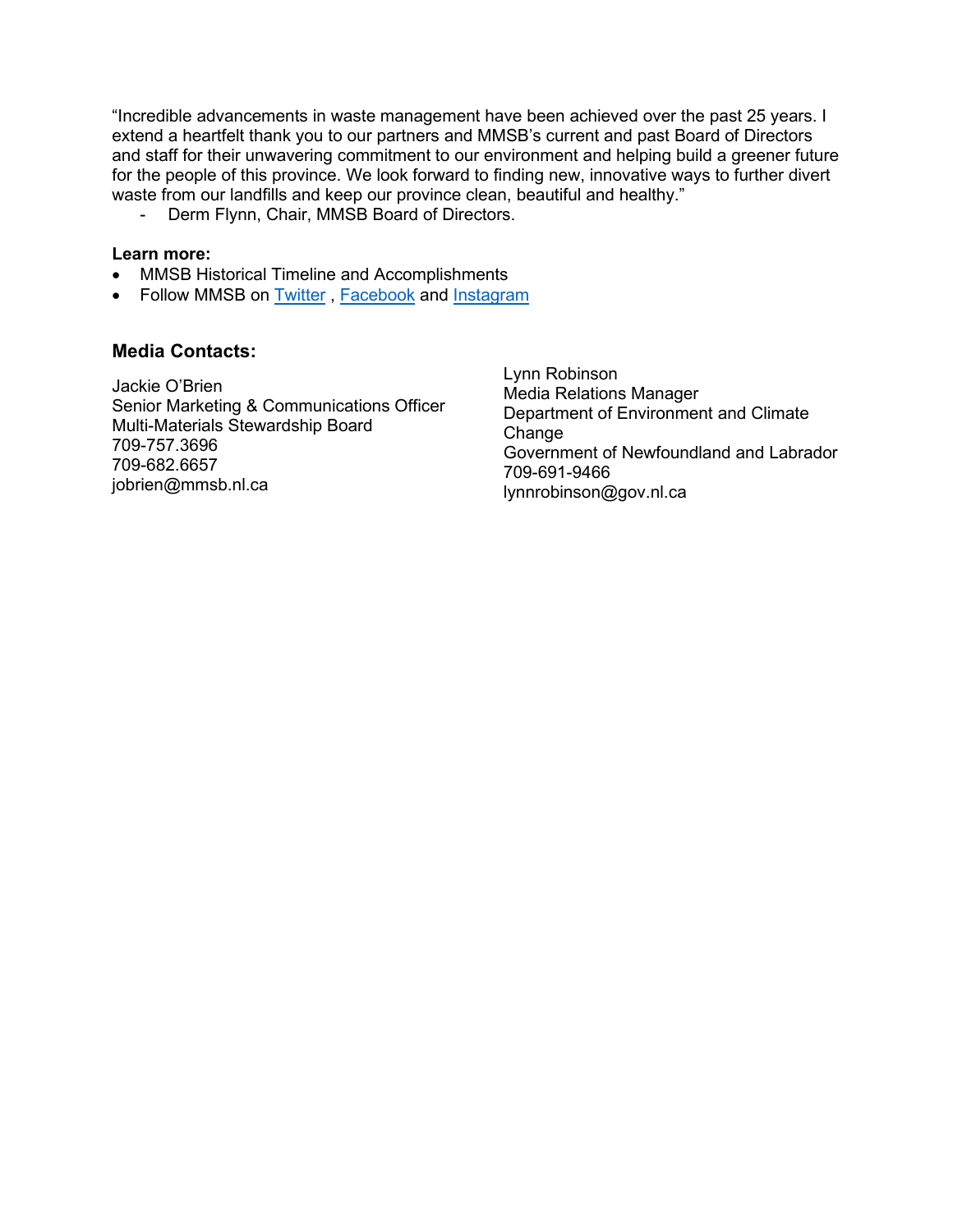"Incredible advancements in waste management have been achieved over the past 25 years. I extend a heartfelt thank you to our partners and MMSB's current and past Board of Directors and staff for their unwavering commitment to our environment and helping build a greener future for the people of this province. We look forward to finding new, innovative ways to further divert waste from our landfills and keep our province clean, beautiful and healthy."

- Derm Flynn, Chair, MMSB Board of Directors.

**Learn more:**

- MMSB Historical Timeline and Accomplishments
- Follow MMSB on Twitter , Facebook and Instagram

### Media Contacts:

Jackie O'Brien
Senior Marketing & Communications Officer
Multi-Materials Stewardship Board
709-757.3696
709-682.6657
jobrien@mmsb.nl.ca

Lynn Robinson
Media Relations Manager
Department of Environment and Climate Change
Government of Newfoundland and Labrador
709-691-9466
lynnrobinson@gov.nl.ca